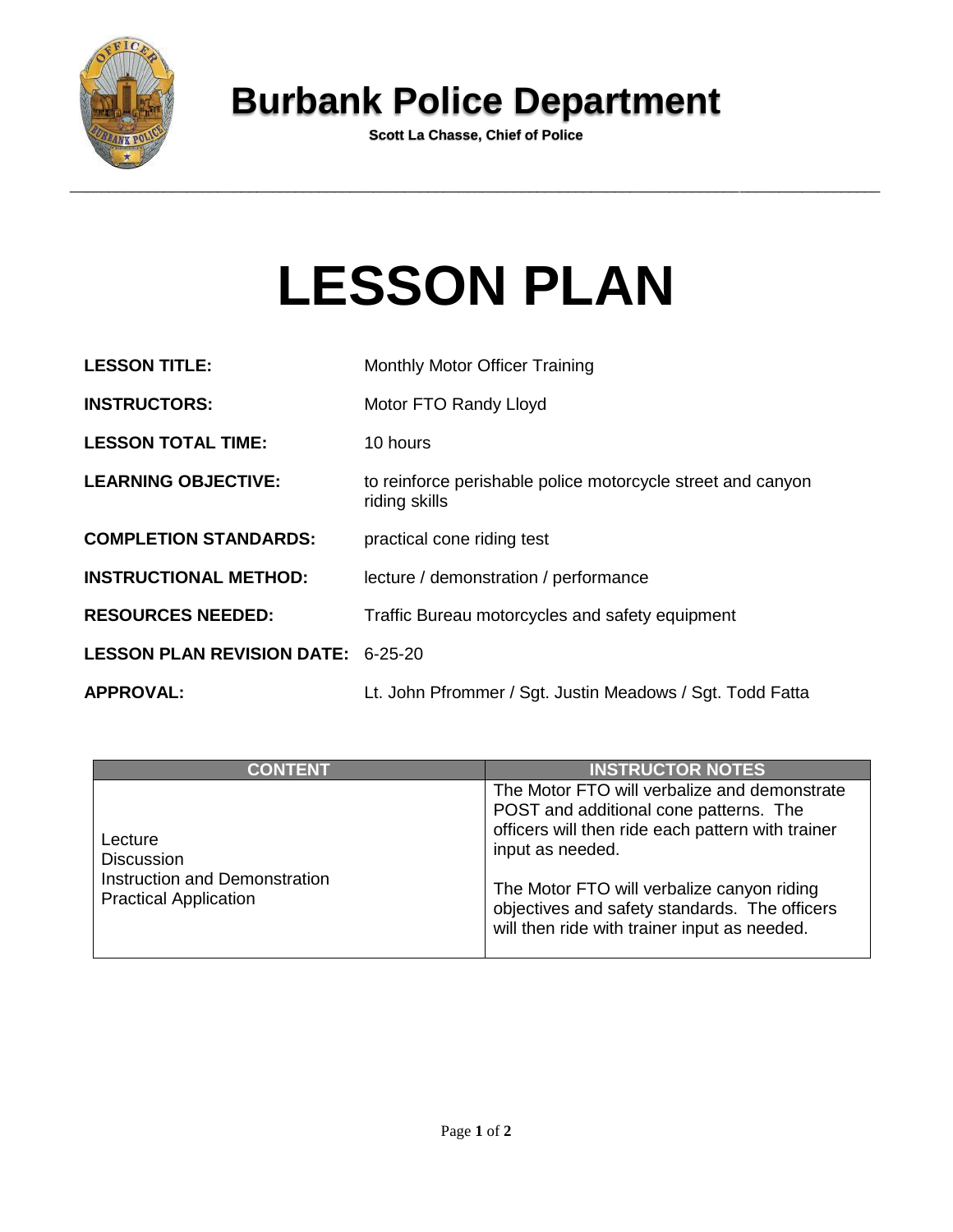# Burbank Police Department

**Scott La Chasse, Chief of Police**

---

# LESSON PLAN

**LESSON TITLE:** Monthly Motor Officer Training

**INSTRUCTORS:** Motor FTO Randy Lloyd

**LESSON TOTAL TIME:** 10 hours

**LEARNING OBJECTIVE:** to reinforce perishable police motorcycle street and canyon riding skills

**COMPLETION STANDARDS:** practical cone riding test

**INSTRUCTIONAL METHOD:** lecture / demonstration / performance

**RESOURCES NEEDED:** Traffic Bureau motorcycles and safety equipment

**LESSON PLAN REVISION DATE:** 6-25-20

**APPROVAL:** Lt. John Pfrommer / Sgt. Justin Meadows / Sgt. Todd Fatta

| CONTENT | INSTRUCTOR NOTES |
|---|---|
| Lecture<br>Discussion<br>Instruction and Demonstration<br>Practical Application | The Motor FTO will verbalize and demonstrate POST and additional cone patterns. The officers will then ride each pattern with trainer input as needed.<br><br>The Motor FTO will verbalize canyon riding objectives and safety standards. The officers will then ride with trainer input as needed. |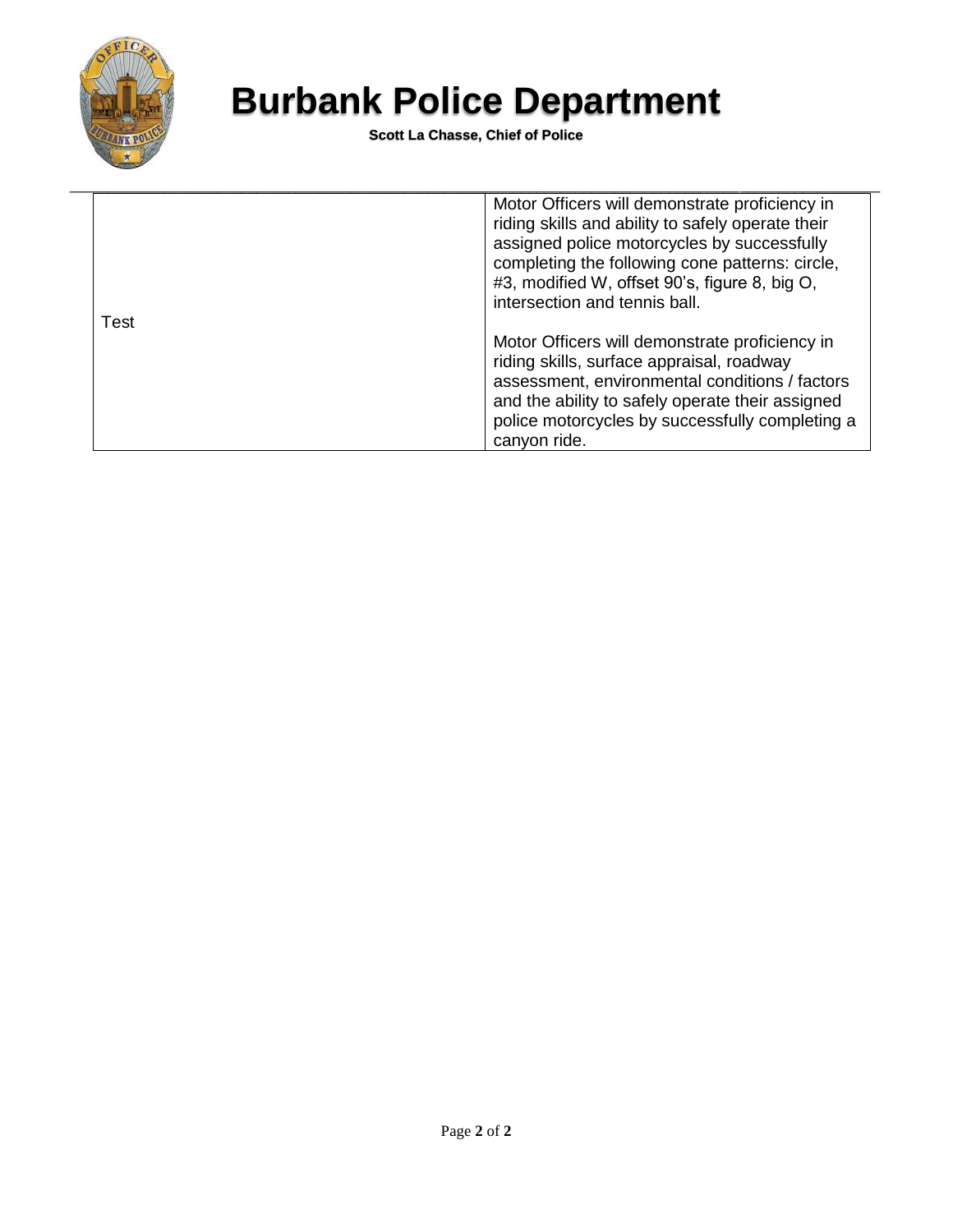# Burbank Police Department

**Scott La Chasse, Chief of Police**

| | |
|---|---|
| Test | Motor Officers will demonstrate proficiency in riding skills and ability to safely operate their assigned police motorcycles by successfully completing the following cone patterns: circle, #3, modified W, offset 90's, figure 8, big O, intersection and tennis ball.<br><br>Motor Officers will demonstrate proficiency in riding skills, surface appraisal, roadway assessment, environmental conditions / factors and the ability to safely operate their assigned police motorcycles by successfully completing a canyon ride. |